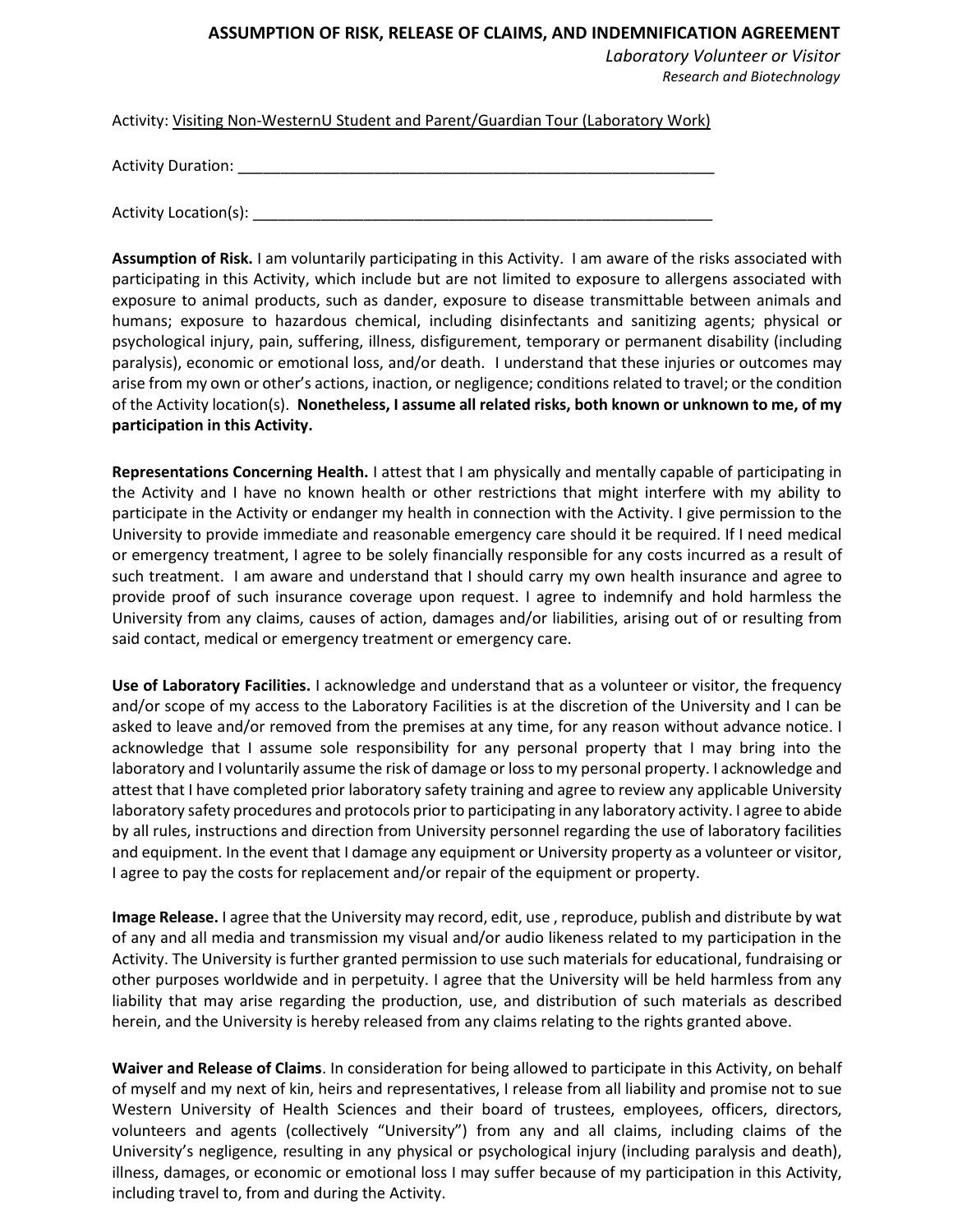# ASSUMPTION OF RISK, RELEASE OF CLAIMS, AND INDEMNIFICATION AGREEMENT

*Laboratory Volunteer or Visitor*

*Research and Biotechnology*

Activity: Visiting Non-WesternU Student and Parent/Guardian Tour (Laboratory Work)

Activity Duration: ___________________________________________________________

Activity Location(s): _________________________________________________________

**Assumption of Risk.** I am voluntarily participating in this Activity. I am aware of the risks associated with participating in this Activity, which include but are not limited to exposure to allergens associated with exposure to animal products, such as dander, exposure to disease transmittable between animals and humans; exposure to hazardous chemical, including disinfectants and sanitizing agents; physical or psychological injury, pain, suffering, illness, disfigurement, temporary or permanent disability (including paralysis), economic or emotional loss, and/or death. I understand that these injuries or outcomes may arise from my own or other's actions, inaction, or negligence; conditions related to travel; or the condition of the Activity location(s). **Nonetheless, I assume all related risks, both known or unknown to me, of my participation in this Activity.**

**Representations Concerning Health.** I attest that I am physically and mentally capable of participating in the Activity and I have no known health or other restrictions that might interfere with my ability to participate in the Activity or endanger my health in connection with the Activity. I give permission to the University to provide immediate and reasonable emergency care should it be required. If I need medical or emergency treatment, I agree to be solely financially responsible for any costs incurred as a result of such treatment. I am aware and understand that I should carry my own health insurance and agree to provide proof of such insurance coverage upon request. I agree to indemnify and hold harmless the University from any claims, causes of action, damages and/or liabilities, arising out of or resulting from said contact, medical or emergency treatment or emergency care.

**Use of Laboratory Facilities.** I acknowledge and understand that as a volunteer or visitor, the frequency and/or scope of my access to the Laboratory Facilities is at the discretion of the University and I can be asked to leave and/or removed from the premises at any time, for any reason without advance notice. I acknowledge that I assume sole responsibility for any personal property that I may bring into the laboratory and I voluntarily assume the risk of damage or loss to my personal property. I acknowledge and attest that I have completed prior laboratory safety training and agree to review any applicable University laboratory safety procedures and protocols prior to participating in any laboratory activity. I agree to abide by all rules, instructions and direction from University personnel regarding the use of laboratory facilities and equipment. In the event that I damage any equipment or University property as a volunteer or visitor, I agree to pay the costs for replacement and/or repair of the equipment or property.

**Image Release.** I agree that the University may record, edit, use , reproduce, publish and distribute by wat of any and all media and transmission my visual and/or audio likeness related to my participation in the Activity. The University is further granted permission to use such materials for educational, fundraising or other purposes worldwide and in perpetuity. I agree that the University will be held harmless from any liability that may arise regarding the production, use, and distribution of such materials as described herein, and the University is hereby released from any claims relating to the rights granted above.

**Waiver and Release of Claims**. In consideration for being allowed to participate in this Activity, on behalf of myself and my next of kin, heirs and representatives, I release from all liability and promise not to sue Western University of Health Sciences and their board of trustees, employees, officers, directors, volunteers and agents (collectively "University") from any and all claims, including claims of the University's negligence, resulting in any physical or psychological injury (including paralysis and death), illness, damages, or economic or emotional loss I may suffer because of my participation in this Activity, including travel to, from and during the Activity.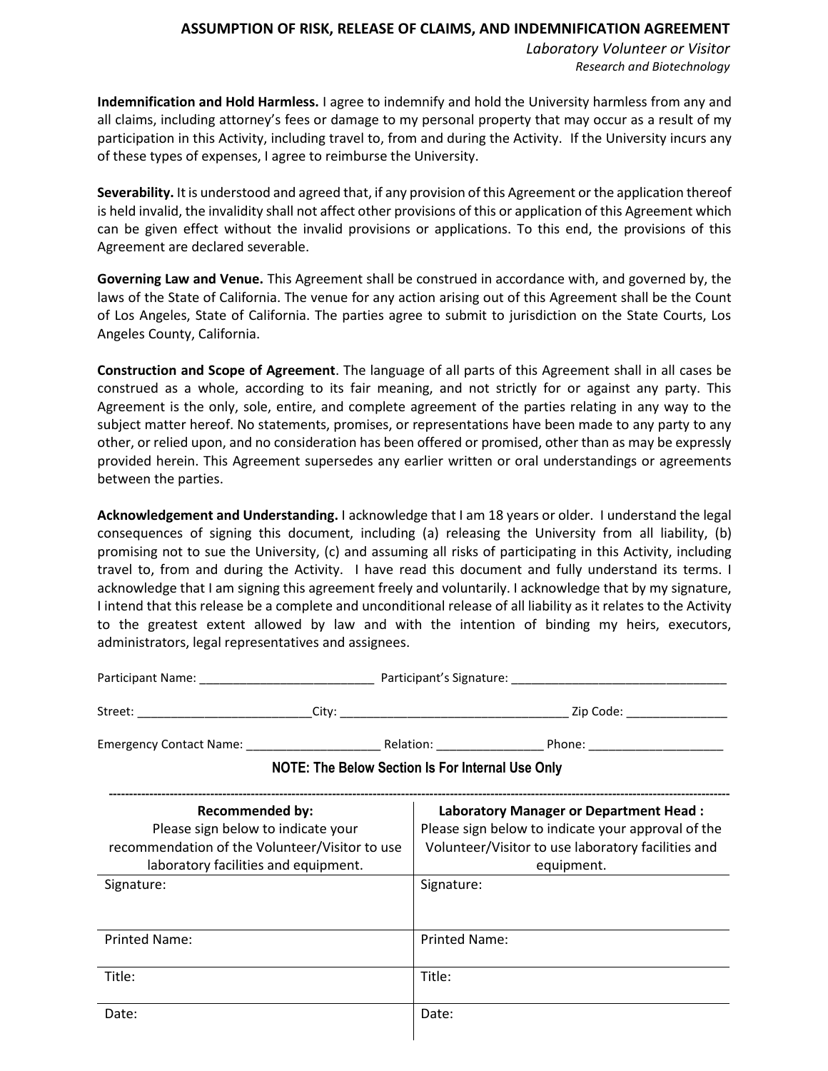**ASSUMPTION OF RISK, RELEASE OF CLAIMS, AND INDEMNIFICATION AGREEMENT**

*Laboratory Volunteer or Visitor*

*Research and Biotechnology*

**Indemnification and Hold Harmless.** I agree to indemnify and hold the University harmless from any and all claims, including attorney's fees or damage to my personal property that may occur as a result of my participation in this Activity, including travel to, from and during the Activity. If the University incurs any of these types of expenses, I agree to reimburse the University.

**Severability.** It is understood and agreed that, if any provision of this Agreement or the application thereof is held invalid, the invalidity shall not affect other provisions of this or application of this Agreement which can be given effect without the invalid provisions or applications. To this end, the provisions of this Agreement are declared severable.

**Governing Law and Venue.** This Agreement shall be construed in accordance with, and governed by, the laws of the State of California. The venue for any action arising out of this Agreement shall be the Count of Los Angeles, State of California. The parties agree to submit to jurisdiction on the State Courts, Los Angeles County, California.

**Construction and Scope of Agreement**. The language of all parts of this Agreement shall in all cases be construed as a whole, according to its fair meaning, and not strictly for or against any party. This Agreement is the only, sole, entire, and complete agreement of the parties relating in any way to the subject matter hereof. No statements, promises, or representations have been made to any party to any other, or relied upon, and no consideration has been offered or promised, other than as may be expressly provided herein. This Agreement supersedes any earlier written or oral understandings or agreements between the parties.

**Acknowledgement and Understanding.** I acknowledge that I am 18 years or older. I understand the legal consequences of signing this document, including (a) releasing the University from all liability, (b) promising not to sue the University, (c) and assuming all risks of participating in this Activity, including travel to, from and during the Activity. I have read this document and fully understand its terms. I acknowledge that I am signing this agreement freely and voluntarily. I acknowledge that by my signature, I intend that this release be a complete and unconditional release of all liability as it relates to the Activity to the greatest extent allowed by law and with the intention of binding my heirs, executors, administrators, legal representatives and assignees.

Participant Name: __________________________ Participant's Signature: ________________________________

Street: __________________________City: __________________________________ Zip Code: _______________

Emergency Contact Name: ____________________ Relation: ________________ Phone: ____________________

**NOTE: The Below Section Is For Internal Use Only**

---

| **Recommended by:** Please sign below to indicate your recommendation of the Volunteer/Visitor to use laboratory facilities and equipment. | **Laboratory Manager or Department Head :** Please sign below to indicate your approval of the Volunteer/Visitor to use laboratory facilities and equipment. |
|---|---|
| Signature: | Signature: |
| Printed Name: | Printed Name: |
| Title: | Title: |
| Date: | Date: |